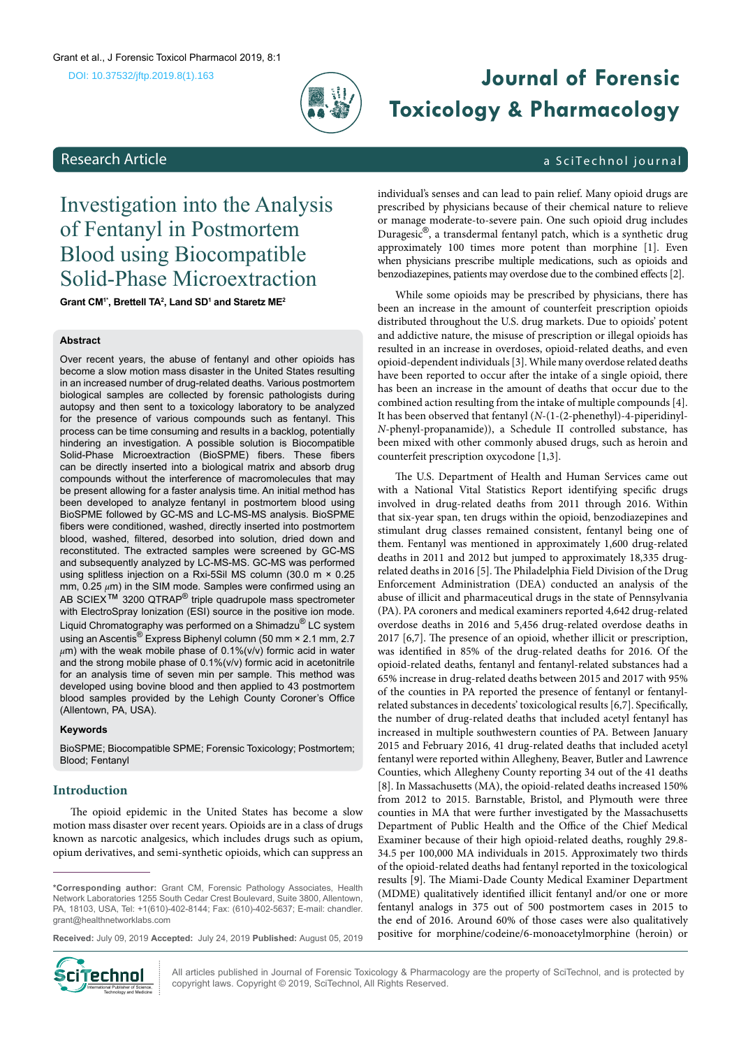Research Article

# Investigation into the Analysis of Fentanyl in Postmortem Blood using Biocompatible Solid-Phase Microextraction

**Grant CM[1*], Brettell TA[2], Land SD[1] and Staretz ME[2]**

### Abstract

Over recent years, the abuse of fentanyl and other opioids has become a slow motion mass disaster in the United States resulting in an increased number of drug-related deaths. Various postmortem biological samples are collected by forensic pathologists during autopsy and then sent to a toxicology laboratory to be analyzed for the presence of various compounds such as fentanyl. This process can be time consuming and results in a backlog, potentially hindering an investigation. A possible solution is Biocompatible Solid-Phase Microextraction (BioSPME) fibers. These fibers can be directly inserted into a biological matrix and absorb drug compounds without the interference of macromolecules that may be present allowing for a faster analysis time. An initial method has been developed to analyze fentanyl in postmortem blood using BioSPME followed by GC-MS and LC-MS-MS analysis. BioSPME fibers were conditioned, washed, directly inserted into postmortem blood, washed, filtered, desorbed into solution, dried down and reconstituted. The extracted samples were screened by GC-MS and subsequently analyzed by LC-MS-MS. GC-MS was performed using splitless injection on a Rxi-5Sil MS column (30.0 m × 0.25 mm, 0.25 $\mu$m) in the SIM mode. Samples were confirmed using an AB SCIEX™ 3200 QTRAP® triple quadrupole mass spectrometer with ElectroSpray Ionization (ESI) source in the positive ion mode. Liquid Chromatography was performed on a Shimadzu® LC system using an Ascentis® Express Biphenyl column (50 mm × 2.1 mm, 2.7 $\mu$m) with the weak mobile phase of 0.1%(v/v) formic acid in water and the strong mobile phase of 0.1%(v/v) formic acid in acetonitrile for an analysis time of seven min per sample. This method was developed using bovine blood and then applied to 43 postmortem blood samples provided by the Lehigh County Coroner's Office (Allentown, PA, USA).

### Keywords

BioSPME; Biocompatible SPME; Forensic Toxicology; Postmortem; Blood; Fentanyl

## Introduction

The opioid epidemic in the United States has become a slow motion mass disaster over recent years. Opioids are in a class of drugs known as narcotic analgesics, which includes drugs such as opium, opium derivatives, and semi-synthetic opioids, which can suppress an individual's senses and can lead to pain relief. Many opioid drugs are prescribed by physicians because of their chemical nature to relieve or manage moderate-to-severe pain. One such opioid drug includes Duragesic®, a transdermal fentanyl patch, which is a synthetic drug approximately 100 times more potent than morphine [1]. Even when physicians prescribe multiple medications, such as opioids and benzodiazepines, patients may overdose due to the combined effects [2].

While some opioids may be prescribed by physicians, there has been an increase in the amount of counterfeit prescription opioids distributed throughout the U.S. drug markets. Due to opioids' potent and addictive nature, the misuse of prescription or illegal opioids has resulted in an increase in overdoses, opioid-related deaths, and even opioid-dependent individuals [3]. While many overdose related deaths have been reported to occur after the intake of a single opioid, there has been an increase in the amount of deaths that occur due to the combined action resulting from the intake of multiple compounds [4]. It has been observed that fentanyl (*N*-(1-(2-phenethyl)-4-piperidinyl-*N*-phenyl-propanamide)), a Schedule II controlled substance, has been mixed with other commonly abused drugs, such as heroin and counterfeit prescription oxycodone [1,3].

The U.S. Department of Health and Human Services came out with a National Vital Statistics Report identifying specific drugs involved in drug-related deaths from 2011 through 2016. Within that six-year span, ten drugs within the opioid, benzodiazepines and stimulant drug classes remained consistent, fentanyl being one of them. Fentanyl was mentioned in approximately 1,600 drug-related deaths in 2011 and 2012 but jumped to approximately 18,335 drug-related deaths in 2016 [5]. The Philadelphia Field Division of the Drug Enforcement Administration (DEA) conducted an analysis of the abuse of illicit and pharmaceutical drugs in the state of Pennsylvania (PA). PA coroners and medical examiners reported 4,642 drug-related overdose deaths in 2016 and 5,456 drug-related overdose deaths in 2017 [6,7]. The presence of an opioid, whether illicit or prescription, was identified in 85% of the drug-related deaths for 2016. Of the opioid-related deaths, fentanyl and fentanyl-related substances had a 65% increase in drug-related deaths between 2015 and 2017 with 95% of the counties in PA reported the presence of fentanyl or fentanyl-related substances in decedents' toxicological results [6,7]. Specifically, the number of drug-related deaths that included acetyl fentanyl has increased in multiple southwestern counties of PA. Between January 2015 and February 2016, 41 drug-related deaths that included acetyl fentanyl were reported within Allegheny, Beaver, Butler and Lawrence Counties, which Allegheny County reporting 34 out of the 41 deaths [8]. In Massachusetts (MA), the opioid-related deaths increased 150% from 2012 to 2015. Barnstable, Bristol, and Plymouth were three counties in MA that were further investigated by the Massachusetts Department of Public Health and the Office of the Chief Medical Examiner because of their high opioid-related deaths, roughly 29.8-34.5 per 100,000 MA individuals in 2015. Approximately two thirds of the opioid-related deaths had fentanyl reported in the toxicological results [9]. The Miami-Dade County Medical Examiner Department (MDME) qualitatively identified illicit fentanyl and/or one or more fentanyl analogs in 375 out of 500 postmortem cases in 2015 to the end of 2016. Around 60% of those cases were also qualitatively positive for morphine/codeine/6-monoacetylmorphine (heroin) or

---

**\*Corresponding author:** Grant CM, Forensic Pathology Associates, Health Network Laboratories 1255 South Cedar Crest Boulevard, Suite 3800, Allentown, PA, 18103, USA, Tel: +1(610)-402-8144; Fax: (610)-402-5637; E-mail: chandler.grant@healthnetworklabs.com

**Received:** July 09, 2019 **Accepted:** July 24, 2019 **Published:** August 05, 2019

All articles published in Journal of Forensic Toxicology & Pharmacology are the property of SciTechnol, and is protected by copyright laws. Copyright © 2019, SciTechnol, All Rights Reserved.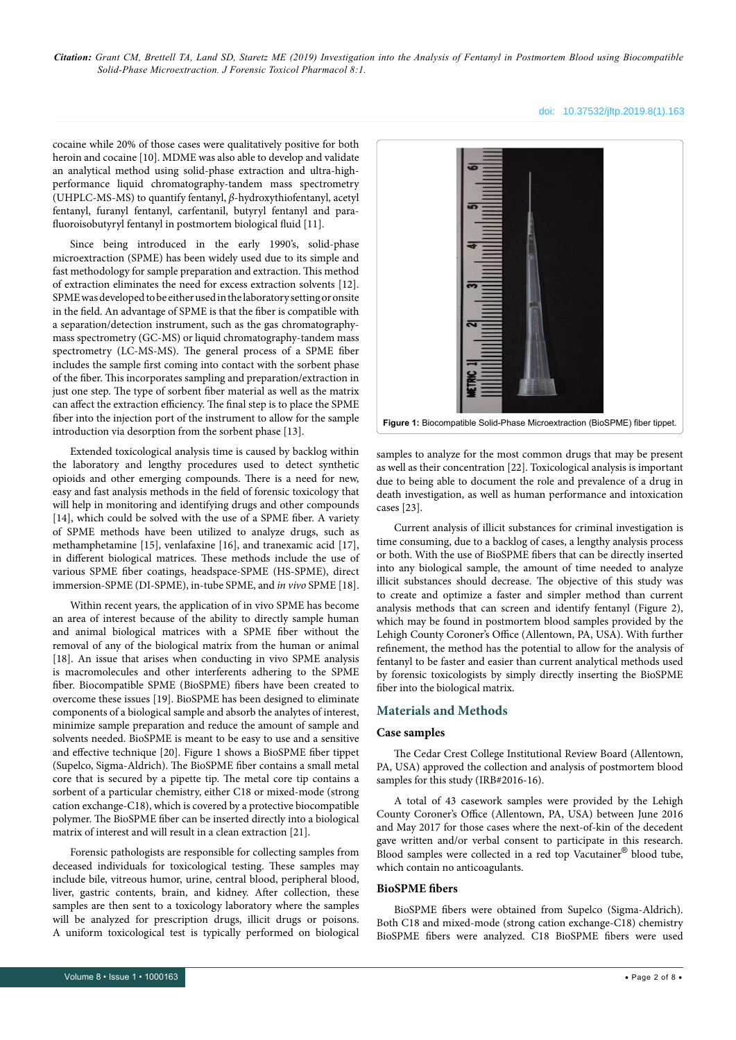cocaine while 20% of those cases were qualitatively positive for both heroin and cocaine [10]. MDME was also able to develop and validate an analytical method using solid-phase extraction and ultra-high-performance liquid chromatography-tandem mass spectrometry (UHPLC-MS-MS) to quantify fentanyl, $\beta$-hydroxythiofentanyl, acetyl fentanyl, furanyl fentanyl, carfentanil, butyryl fentanyl and para-fluoroisobutyryl fentanyl in postmortem biological fluid [11].

Since being introduced in the early 1990's, solid-phase microextraction (SPME) has been widely used due to its simple and fast methodology for sample preparation and extraction. This method of extraction eliminates the need for excess extraction solvents [12]. SPME was developed to be either used in the laboratory setting or onsite in the field. An advantage of SPME is that the fiber is compatible with a separation/detection instrument, such as the gas chromatography-mass spectrometry (GC-MS) or liquid chromatography-tandem mass spectrometry (LC-MS-MS). The general process of a SPME fiber includes the sample first coming into contact with the sorbent phase of the fiber. This incorporates sampling and preparation/extraction in just one step. The type of sorbent fiber material as well as the matrix can affect the extraction efficiency. The final step is to place the SPME fiber into the injection port of the instrument to allow for the sample introduction via desorption from the sorbent phase [13].

Extended toxicological analysis time is caused by backlog within the laboratory and lengthy procedures used to detect synthetic opioids and other emerging compounds. There is a need for new, easy and fast analysis methods in the field of forensic toxicology that will help in monitoring and identifying drugs and other compounds [14], which could be solved with the use of a SPME fiber. A variety of SPME methods have been utilized to analyze drugs, such as methamphetamine [15], venlafaxine [16], and tranexamic acid [17], in different biological matrices. These methods include the use of various SPME fiber coatings, headspace-SPME (HS-SPME), direct immersion-SPME (DI-SPME), in-tube SPME, and *in vivo* SPME [18].

Within recent years, the application of in vivo SPME has become an area of interest because of the ability to directly sample human and animal biological matrices with a SPME fiber without the removal of any of the biological matrix from the human or animal [18]. An issue that arises when conducting in vivo SPME analysis is macromolecules and other interferents adhering to the SPME fiber. Biocompatible SPME (BioSPME) fibers have been created to overcome these issues [19]. BioSPME has been designed to eliminate components of a biological sample and absorb the analytes of interest, minimize sample preparation and reduce the amount of sample and solvents needed. BioSPME is meant to be easy to use and a sensitive and effective technique [20]. Figure 1 shows a BioSPME fiber tippet (Supelco, Sigma-Aldrich). The BioSPME fiber contains a small metal core that is secured by a pipette tip. The metal core tip contains a sorbent of a particular chemistry, either C18 or mixed-mode (strong cation exchange-C18), which is covered by a protective biocompatible polymer. The BioSPME fiber can be inserted directly into a biological matrix of interest and will result in a clean extraction [21].

Forensic pathologists are responsible for collecting samples from deceased individuals for toxicological testing. These samples may include bile, vitreous humor, urine, central blood, peripheral blood, liver, gastric contents, brain, and kidney. After collection, these samples are then sent to a toxicology laboratory where the samples will be analyzed for prescription drugs, illicit drugs or poisons. A uniform toxicological test is typically performed on biological samples to analyze for the most common drugs that may be present as well as their concentration [22]. Toxicological analysis is important due to being able to document the role and prevalence of a drug in death investigation, as well as human performance and intoxication cases [23].

**Figure 1:** Biocompatible Solid-Phase Microextraction (BioSPME) fiber tippet.

Current analysis of illicit substances for criminal investigation is time consuming, due to a backlog of cases, a lengthy analysis process or both. With the use of BioSPME fibers that can be directly inserted into any biological sample, the amount of time needed to analyze illicit substances should decrease. The objective of this study was to create and optimize a faster and simpler method than current analysis methods that can screen and identify fentanyl (Figure 2), which may be found in postmortem blood samples provided by the Lehigh County Coroner's Office (Allentown, PA, USA). With further refinement, the method has the potential to allow for the analysis of fentanyl to be faster and easier than current analytical methods used by forensic toxicologists by simply directly inserting the BioSPME fiber into the biological matrix.

## Materials and Methods

### Case samples

The Cedar Crest College Institutional Review Board (Allentown, PA, USA) approved the collection and analysis of postmortem blood samples for this study (IRB#2016-16).

A total of 43 casework samples were provided by the Lehigh County Coroner's Office (Allentown, PA, USA) between June 2016 and May 2017 for those cases where the next-of-kin of the decedent gave written and/or verbal consent to participate in this research. Blood samples were collected in a red top Vacutainer® blood tube, which contain no anticoagulants.

### BioSPME fibers

BioSPME fibers were obtained from Supelco (Sigma-Aldrich). Both C18 and mixed-mode (strong cation exchange-C18) chemistry BioSPME fibers were analyzed. C18 BioSPME fibers were used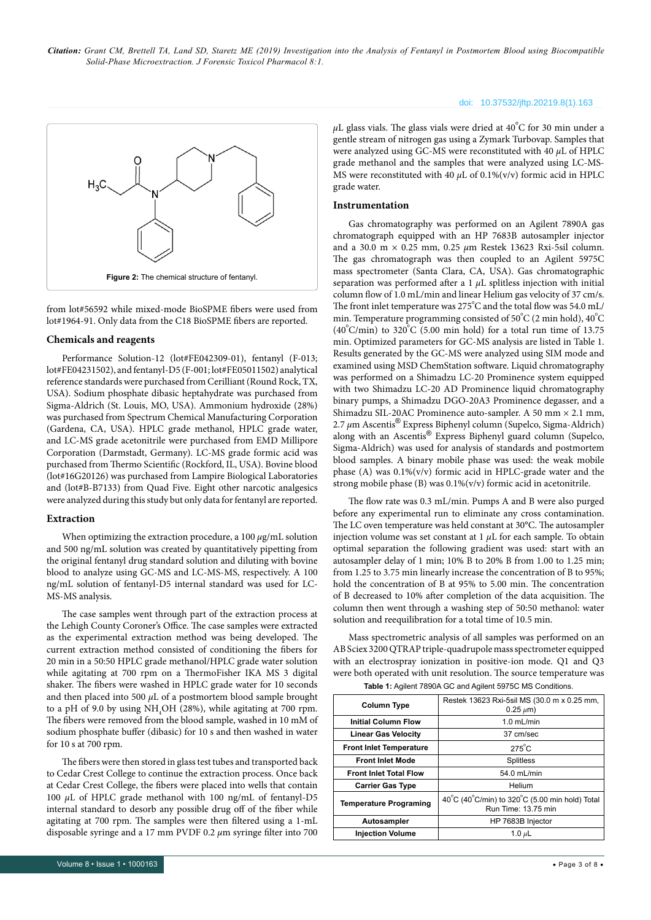Figure 2: The chemical structure of fentanyl.

from lot#56592 while mixed-mode BioSPME fibers were used from lot#1964-91. Only data from the C18 BioSPME fibers are reported.

## Chemicals and reagents

Performance Solution-12 (lot#FE042309-01), fentanyl (F-013; lot#FE04231502), and fentanyl-D5 (F-001; lot#FE05011502) analytical reference standards were purchased from Cerilliant (Round Rock, TX, USA). Sodium phosphate dibasic heptahydrate was purchased from Sigma-Aldrich (St. Louis, MO, USA). Ammonium hydroxide (28%) was purchased from Spectrum Chemical Manufacturing Corporation (Gardena, CA, USA). HPLC grade methanol, HPLC grade water, and LC-MS grade acetonitrile were purchased from EMD Millipore Corporation (Darmstadt, Germany). LC-MS grade formic acid was purchased from Thermo Scientific (Rockford, IL, USA). Bovine blood (lot#16G20126) was purchased from Lampire Biological Laboratories and (lot#B-B7133) from Quad Five. Eight other narcotic analgesics were analyzed during this study but only data for fentanyl are reported.

## Extraction

When optimizing the extraction procedure, a 100 $\mu$g/mL solution and 500 ng/mL solution was created by quantitatively pipetting from the original fentanyl drug standard solution and diluting with bovine blood to analyze using GC-MS and LC-MS-MS, respectively. A 100 ng/mL solution of fentanyl-D5 internal standard was used for LC-MS-MS analysis.

The case samples went through part of the extraction process at the Lehigh County Coroner's Office. The case samples were extracted as the experimental extraction method was being developed. The current extraction method consisted of conditioning the fibers for 20 min in a 50:50 HPLC grade methanol/HPLC grade water solution while agitating at 700 rpm on a ThermoFisher IKA MS 3 digital shaker. The fibers were washed in HPLC grade water for 10 seconds and then placed into 500 $\mu$L of a postmortem blood sample brought to a pH of 9.0 by using $NH_4OH$ (28%), while agitating at 700 rpm. The fibers were removed from the blood sample, washed in 10 mM of sodium phosphate buffer (dibasic) for 10 s and then washed in water for 10 s at 700 rpm.

The fibers were then stored in glass test tubes and transported back to Cedar Crest College to continue the extraction process. Once back at Cedar Crest College, the fibers were placed into wells that contain 100 $\mu$L of HPLC grade methanol with 100 ng/mL of fentanyl-D5 internal standard to desorb any possible drug off of the fiber while agitating at 700 rpm. The samples were then filtered using a 1-mL disposable syringe and a 17 mm PVDF 0.2 $\mu$m syringe filter into 700 $\mu$L glass vials. The glass vials were dried at 40°C for 30 min under a gentle stream of nitrogen gas using a Zymark Turbovap. Samples that were analyzed using GC-MS were reconstituted with 40 $\mu$L of HPLC grade methanol and the samples that were analyzed using LC-MS-MS were reconstituted with 40 $\mu$L of 0.1%(v/v) formic acid in HPLC grade water.

## Instrumentation

Gas chromatography was performed on an Agilent 7890A gas chromatograph equipped with an HP 7683B autosampler injector and a 30.0 m × 0.25 mm, 0.25 $\mu$m Restek 13623 Rxi-5sil column. The gas chromatograph was then coupled to an Agilent 5975C mass spectrometer (Santa Clara, CA, USA). Gas chromatographic separation was performed after a 1 $\mu$L splitless injection with initial column flow of 1.0 mL/min and linear Helium gas velocity of 37 cm/s. The front inlet temperature was 275°C and the total flow was 54.0 mL/min. Temperature programming consisted of 50°C (2 min hold), 40°C (40°C/min) to 320°C (5.00 min hold) for a total run time of 13.75 min. Optimized parameters for GC-MS analysis are listed in Table 1. Results generated by the GC-MS were analyzed using SIM mode and examined using MSD ChemStation software. Liquid chromatography was performed on a Shimadzu LC-20 Prominence system equipped with two Shimadzu LC-20 AD Prominence liquid chromatography binary pumps, a Shimadzu DGO-20A3 Prominence degasser, and a Shimadzu SIL-20AC Prominence auto-sampler. A 50 mm × 2.1 mm, 2.7 $\mu$m Ascentis® Express Biphenyl column (Supelco, Sigma-Aldrich) along with an Ascentis® Express Biphenyl guard column (Supelco, Sigma-Aldrich) was used for analysis of standards and postmortem blood samples. A binary mobile phase was used: the weak mobile phase (A) was 0.1%(v/v) formic acid in HPLC-grade water and the strong mobile phase (B) was 0.1%(v/v) formic acid in acetonitrile.

The flow rate was 0.3 mL/min. Pumps A and B were also purged before any experimental run to eliminate any cross contamination. The LC oven temperature was held constant at 30°C. The autosampler injection volume was set constant at 1 $\mu$L for each sample. To obtain optimal separation the following gradient was used: start with an autosampler delay of 1 min; 10% B to 20% B from 1.00 to 1.25 min; from 1.25 to 3.75 min linearly increase the concentration of B to 95%; hold the concentration of B at 95% to 5.00 min. The concentration of B decreased to 10% after completion of the data acquisition. The column then went through a washing step of 50:50 methanol: water solution and reequilibration for a total time of 10.5 min.

Mass spectrometric analysis of all samples was performed on an AB Sciex 3200 QTRAP triple-quadrupole mass spectrometer equipped with an electrospray ionization in positive-ion mode. Q1 and Q3 were both operated with unit resolution. The source temperature was

Table 1: Agilent 7890A GC and Agilent 5975C MS Conditions.

| Column Type | Restek 13623 Rxi-5sil MS (30.0 m x 0.25 mm, 0.25 $\mu$m) |
|---|---|
| Initial Column Flow | 1.0 mL/min |
| Linear Gas Velocity | 37 cm/sec |
| Front Inlet Temperature | 275°C |
| Front Inlet Mode | Splitless |
| Front Inlet Total Flow | 54.0 mL/min |
| Carrier Gas Type | Helium |
| Temperature Programing | 40°C (40°C/min) to 320°C (5.00 min hold) Total Run Time: 13.75 min |
| Autosampler | HP 7683B Injector |
| Injection Volume | 1.0 $\mu$L |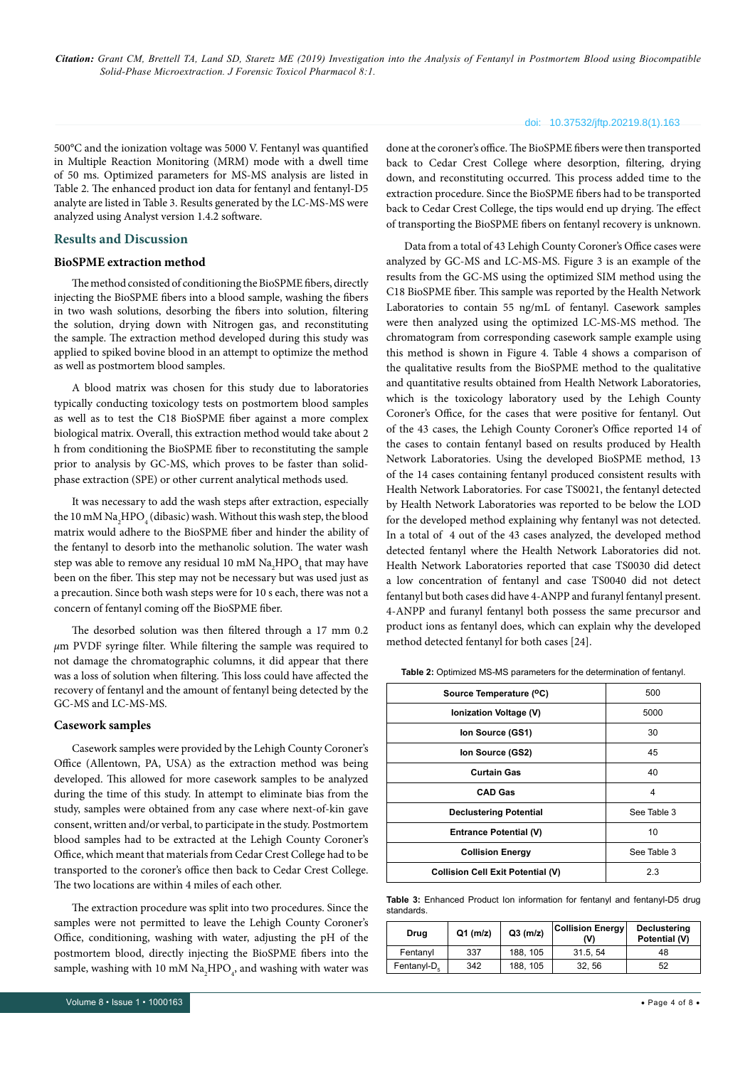500°C and the ionization voltage was 5000 V. Fentanyl was quantified in Multiple Reaction Monitoring (MRM) mode with a dwell time of 50 ms. Optimized parameters for MS-MS analysis are listed in Table 2. The enhanced product ion data for fentanyl and fentanyl-D5 analyte are listed in Table 3. Results generated by the LC-MS-MS were analyzed using Analyst version 1.4.2 software.

## Results and Discussion

### BioSPME extraction method

The method consisted of conditioning the BioSPME fibers, directly injecting the BioSPME fibers into a blood sample, washing the fibers in two wash solutions, desorbing the fibers into solution, filtering the solution, drying down with Nitrogen gas, and reconstituting the sample. The extraction method developed during this study was applied to spiked bovine blood in an attempt to optimize the method as well as postmortem blood samples.

A blood matrix was chosen for this study due to laboratories typically conducting toxicology tests on postmortem blood samples as well as to test the C18 BioSPME fiber against a more complex biological matrix. Overall, this extraction method would take about 2 h from conditioning the BioSPME fiber to reconstituting the sample prior to analysis by GC-MS, which proves to be faster than solid-phase extraction (SPE) or other current analytical methods used.

It was necessary to add the wash steps after extraction, especially the 10 mM $Na_2HPO_4$ (dibasic) wash. Without this wash step, the blood matrix would adhere to the BioSPME fiber and hinder the ability of the fentanyl to desorb into the methanolic solution. The water wash step was able to remove any residual 10 mM $Na_2HPO_4$ that may have been on the fiber. This step may not be necessary but was used just as a precaution. Since both wash steps were for 10 s each, there was not a concern of fentanyl coming off the BioSPME fiber.

The desorbed solution was then filtered through a 17 mm 0.2 $\mu$m PVDF syringe filter. While filtering the sample was required to not damage the chromatographic columns, it did appear that there was a loss of solution when filtering. This loss could have affected the recovery of fentanyl and the amount of fentanyl being detected by the GC-MS and LC-MS-MS.

### Casework samples

Casework samples were provided by the Lehigh County Coroner's Office (Allentown, PA, USA) as the extraction method was being developed. This allowed for more casework samples to be analyzed during the time of this study. In attempt to eliminate bias from the study, samples were obtained from any case where next-of-kin gave consent, written and/or verbal, to participate in the study. Postmortem blood samples had to be extracted at the Lehigh County Coroner's Office, which meant that materials from Cedar Crest College had to be transported to the coroner's office then back to Cedar Crest College. The two locations are within 4 miles of each other.

The extraction procedure was split into two procedures. Since the samples were not permitted to leave the Lehigh County Coroner's Office, conditioning, washing with water, adjusting the pH of the postmortem blood, directly injecting the BioSPME fibers into the sample, washing with 10 mM $Na_2HPO_4$, and washing with water was done at the coroner's office. The BioSPME fibers were then transported back to Cedar Crest College where desorption, filtering, drying down, and reconstituting occurred. This process added time to the extraction procedure. Since the BioSPME fibers had to be transported back to Cedar Crest College, the tips would end up drying. The effect of transporting the BioSPME fibers on fentanyl recovery is unknown.

Data from a total of 43 Lehigh County Coroner's Office cases were analyzed by GC-MS and LC-MS-MS. Figure 3 is an example of the results from the GC-MS using the optimized SIM method using the C18 BioSPME fiber. This sample was reported by the Health Network Laboratories to contain 55 ng/mL of fentanyl. Casework samples were then analyzed using the optimized LC-MS-MS method. The chromatogram from corresponding casework sample example using this method is shown in Figure 4. Table 4 shows a comparison of the qualitative results from the BioSPME method to the qualitative and quantitative results obtained from Health Network Laboratories, which is the toxicology laboratory used by the Lehigh County Coroner's Office, for the cases that were positive for fentanyl. Out of the 43 cases, the Lehigh County Coroner's Office reported 14 of the cases to contain fentanyl based on results produced by Health Network Laboratories. Using the developed BioSPME method, 13 of the 14 cases containing fentanyl produced consistent results with Health Network Laboratories. For case TS0021, the fentanyl detected by Health Network Laboratories was reported to be below the LOD for the developed method explaining why fentanyl was not detected. In a total of 4 out of the 43 cases analyzed, the developed method detected fentanyl where the Health Network Laboratories did not. Health Network Laboratories reported that case TS0030 did detect a low concentration of fentanyl and case TS0040 did not detect fentanyl but both cases did have 4-ANPP and furanyl fentanyl present. 4-ANPP and furanyl fentanyl both possess the same precursor and product ions as fentanyl does, which can explain why the developed method detected fentanyl for both cases [24].

**Table 2:** Optimized MS-MS parameters for the determination of fentanyl.

| Parameter | Value |
|---|---|
| **Source Temperature (ºC)** | 500 |
| **Ionization Voltage (V)** | 5000 |
| **Ion Source (GS1)** | 30 |
| **Ion Source (GS2)** | 45 |
| **Curtain Gas** | 40 |
| **CAD Gas** | 4 |
| **Declustering Potential** | See Table 3 |
| **Entrance Potential (V)** | 10 |
| **Collision Energy** | See Table 3 |
| **Collision Cell Exit Potential (V)** | 2.3 |

**Table 3:** Enhanced Product Ion information for fentanyl and fentanyl-D5 drug standards.

| Drug | Q1 (m/z) | Q3 (m/z) | Collision Energy (V) | Declustering Potential (V) |
|---|---|---|---|---|
| Fentanyl | 337 | 188, 105 | 31.5, 54 | 48 |
| Fentanyl-$D_5$ | 342 | 188, 105 | 32, 56 | 52 |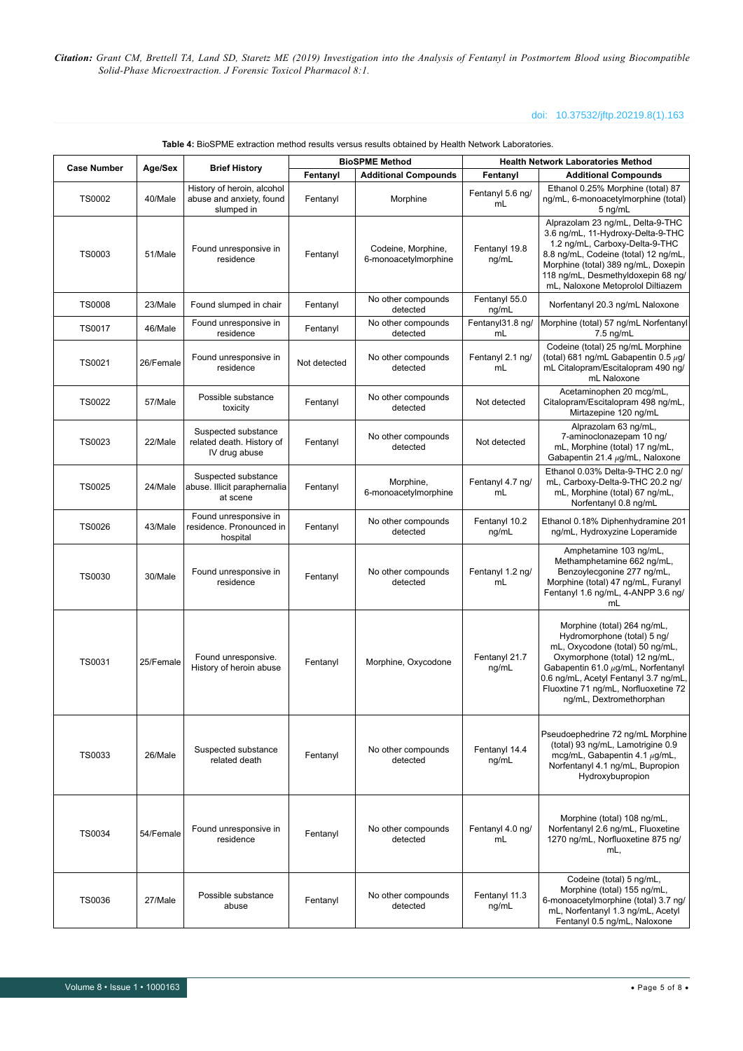**Table 4:** BioSPME extraction method results versus results obtained by Health Network Laboratories.

| Case Number | Age/Sex | Brief History | BioSPME Method | | Health Network Laboratories Method | |
|---|---|---|---|---|---|---|
| | | | Fentanyl | Additional Compounds | Fentanyl | Additional Compounds |
| TS0002 | 40/Male | History of heroin, alcohol abuse and anxiety, found slumped in | Fentanyl | Morphine | Fentanyl 5.6 ng/mL | Ethanol 0.25% Morphine (total) 87 ng/mL, 6-monoacetylmorphine (total) 5 ng/mL |
| TS0003 | 51/Male | Found unresponsive in residence | Fentanyl | Codeine, Morphine, 6-monoacetylmorphine | Fentanyl 19.8 ng/mL | Alprazolam 23 ng/mL, Delta-9-THC 3.6 ng/mL, 11-Hydroxy-Delta-9-THC 1.2 ng/mL, Carboxy-Delta-9-THC 8.8 ng/mL, Codeine (total) 12 ng/mL, Morphine (total) 389 ng/mL, Doxepin 118 ng/mL, Desmethyldoxepin 68 ng/mL, Naloxone Metoprolol Diltiazem |
| TS0008 | 23/Male | Found slumped in chair | Fentanyl | No other compounds detected | Fentanyl 55.0 ng/mL | Norfentanyl 20.3 ng/mL Naloxone |
| TS0017 | 46/Male | Found unresponsive in residence | Fentanyl | No other compounds detected | Fentanyl31.8 ng/mL | Morphine (total) 57 ng/mL Norfentanyl 7.5 ng/mL |
| TS0021 | 26/Female | Found unresponsive in residence | Not detected | No other compounds detected | Fentanyl 2.1 ng/mL | Codeine (total) 25 ng/mL Morphine (total) 681 ng/mL Gabapentin 0.5 μg/mL Citalopram/Escitalopram 490 ng/mL Naloxone |
| TS0022 | 57/Male | Possible substance toxicity | Fentanyl | No other compounds detected | Not detected | Acetaminophen 20 mcg/mL, Citalopram/Escitalopram 498 ng/mL, Mirtazepine 120 ng/mL |
| TS0023 | 22/Male | Suspected substance related death. History of IV drug abuse | Fentanyl | No other compounds detected | Not detected | Alprazolam 63 ng/mL, 7-aminoclonazepam 10 ng/mL, Morphine (total) 17 ng/mL, Gabapentin 21.4 μg/mL, Naloxone |
| TS0025 | 24/Male | Suspected substance abuse. Illicit paraphernalia at scene | Fentanyl | Morphine, 6-monoacetylmorphine | Fentanyl 4.7 ng/mL | Ethanol 0.03% Delta-9-THC 2.0 ng/mL, Carboxy-Delta-9-THC 20.2 ng/mL, Morphine (total) 67 ng/mL, Norfentanyl 0.8 ng/mL |
| TS0026 | 43/Male | Found unresponsive in residence. Pronounced in hospital | Fentanyl | No other compounds detected | Fentanyl 10.2 ng/mL | Ethanol 0.18% Diphenhydramine 201 ng/mL, Hydroxyzine Loperamide |
| TS0030 | 30/Male | Found unresponsive in residence | Fentanyl | No other compounds detected | Fentanyl 1.2 ng/mL | Amphetamine 103 ng/mL, Methamphetamine 662 ng/mL, Benzoylecgonine 277 ng/mL, Morphine (total) 47 ng/mL, Furanyl Fentanyl 1.6 ng/mL, 4-ANPP 3.6 ng/mL |
| TS0031 | 25/Female | Found unresponsive. History of heroin abuse | Fentanyl | Morphine, Oxycodone | Fentanyl 21.7 ng/mL | Morphine (total) 264 ng/mL, Hydromorphone (total) 5 ng/mL, Oxycodone (total) 50 ng/mL, Oxymorphone (total) 12 ng/mL, Gabapentin 61.0 μg/mL, Norfentanyl 0.6 ng/mL, Acetyl Fentanyl 3.7 ng/mL, Fluoxetine 71 ng/mL, Norfluoxetine 72 ng/mL, Dextromethorphan |
| TS0033 | 26/Male | Suspected substance related death | Fentanyl | No other compounds detected | Fentanyl 14.4 ng/mL | Pseudoephedrine 72 ng/mL Morphine (total) 93 ng/mL, Lamotrigine 0.9 mcg/mL, Gabapentin 4.1 μg/mL, Norfentanyl 4.1 ng/mL, Bupropion Hydroxybupropion |
| TS0034 | 54/Female | Found unresponsive in residence | Fentanyl | No other compounds detected | Fentanyl 4.0 ng/mL | Morphine (total) 108 ng/mL, Norfentanyl 2.6 ng/mL, Fluoxetine 1270 ng/mL, Norfluoxetine 875 ng/mL, |
| TS0036 | 27/Male | Possible substance abuse | Fentanyl | No other compounds detected | Fentanyl 11.3 ng/mL | Codeine (total) 5 ng/mL, Morphine (total) 155 ng/mL, 6-monoacetylmorphine (total) 3.7 ng/mL, Norfentanyl 1.3 ng/mL, Acetyl Fentanyl 0.5 ng/mL, Naloxone |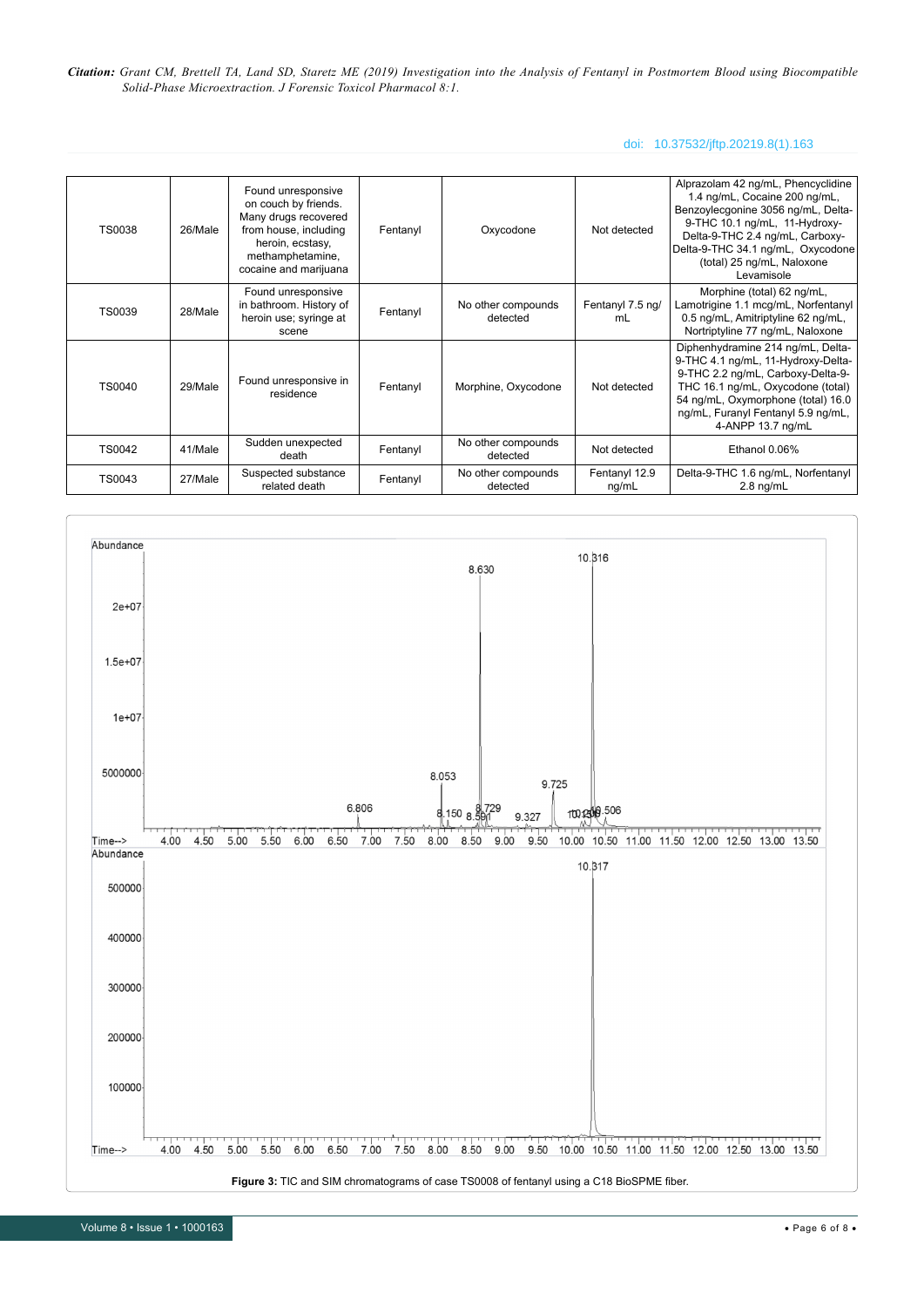| TS0038 | 26/Male | Found unresponsive on couch by friends. Many drugs recovered from house, including heroin, ecstasy, methamphetamine, cocaine and marijuana | Fentanyl | Oxycodone | Not detected | Alprazolam 42 ng/mL, Phencyclidine 1.4 ng/mL, Cocaine 200 ng/mL, Benzoylecgonine 3056 ng/mL, Delta-9-THC 10.1 ng/mL, 11-Hydroxy-Delta-9-THC 2.4 ng/mL, Carboxy-Delta-9-THC 34.1 ng/mL, Oxycodone (total) 25 ng/mL, Naloxone Levamisole |
|---|---|---|---|---|---|---|
| TS0039 | 28/Male | Found unresponsive in bathroom. History of heroin use; syringe at scene | Fentanyl | No other compounds detected | Fentanyl 7.5 ng/mL | Morphine (total) 62 ng/mL, Lamotrigine 1.1 mcg/mL, Norfentanyl 0.5 ng/mL, Amitriptyline 62 ng/mL, Nortriptyline 77 ng/mL, Naloxone |
| TS0040 | 29/Male | Found unresponsive in residence | Fentanyl | Morphine, Oxycodone | Not detected | Diphenhydramine 214 ng/mL, Delta-9-THC 4.1 ng/mL, 11-Hydroxy-Delta-9-THC 2.2 ng/mL, Carboxy-Delta-9-THC 16.1 ng/mL, Oxycodone (total) 54 ng/mL, Oxymorphone (total) 16.0 ng/mL, Furanyl Fentanyl 5.9 ng/mL, 4-ANPP 13.7 ng/mL |
| TS0042 | 41/Male | Sudden unexpected death | Fentanyl | No other compounds detected | Not detected | Ethanol 0.06% |
| TS0043 | 27/Male | Suspected substance related death | Fentanyl | No other compounds detected | Fentanyl 12.9 ng/mL | Delta-9-THC 1.6 ng/mL, Norfentanyl 2.8 ng/mL |

**Figure 3:** TIC and SIM chromatograms of case TS0008 of fentanyl using a C18 BioSPME fiber.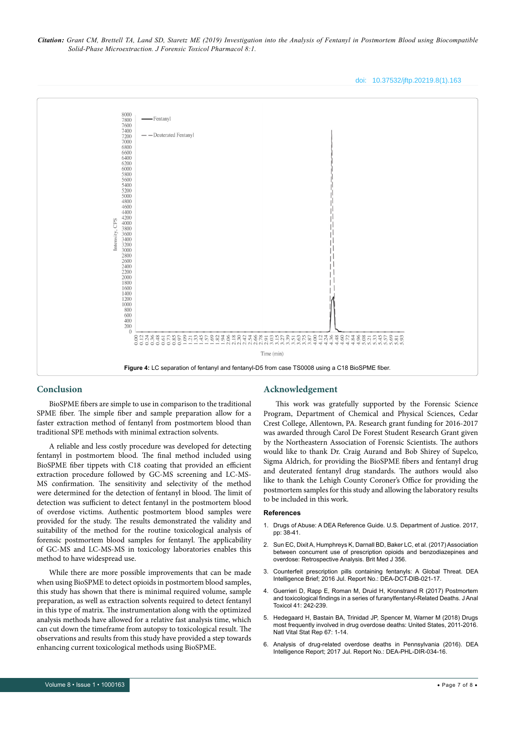**Figure 4:** LC separation of fentanyl and fentanyl-D5 from case TS0008 using a C18 BioSPME fiber.

## Conclusion

BioSPME fibers are simple to use in comparison to the traditional SPME fiber. The simple fiber and sample preparation allow for a faster extraction method of fentanyl from postmortem blood than traditional SPE methods with minimal extraction solvents.

A reliable and less costly procedure was developed for detecting fentanyl in postmortem blood. The final method included using BioSPME fiber tippets with C18 coating that provided an efficient extraction procedure followed by GC-MS screening and LC-MS-MS confirmation. The sensitivity and selectivity of the method were determined for the detection of fentanyl in blood. The limit of detection was sufficient to detect fentanyl in the postmortem blood of overdose victims. Authentic postmortem blood samples were provided for the study. The results demonstrated the validity and suitability of the method for the routine toxicological analysis of forensic postmortem blood samples for fentanyl. The applicability of GC-MS and LC-MS-MS in toxicology laboratories enables this method to have widespread use.

While there are more possible improvements that can be made when using BioSPME to detect opioids in postmortem blood samples, this study has shown that there is minimal required volume, sample preparation, as well as extraction solvents required to detect fentanyl in this type of matrix. The instrumentation along with the optimized analysis methods have allowed for a relative fast analysis time, which can cut down the timeframe from autopsy to toxicological result. The observations and results from this study have provided a step towards enhancing current toxicological methods using BioSPME.

## Acknowledgement

This work was gratefully supported by the Forensic Science Program, Department of Chemical and Physical Sciences, Cedar Crest College, Allentown, PA. Research grant funding for 2016-2017 was awarded through Carol De Forest Student Research Grant given by the Northeastern Association of Forensic Scientists. The authors would like to thank Dr. Craig Aurand and Bob Shirey of Supelco, Sigma Aldrich, for providing the BioSPME fibers and fentanyl drug and deuterated fentanyl drug standards. The authors would also like to thank the Lehigh County Coroner's Office for providing the postmortem samples for this study and allowing the laboratory results to be included in this work.

### References

1. Drugs of Abuse: A DEA Reference Guide. U.S. Department of Justice. 2017, pp: 38-41.
2. Sun EC, Dixit A, Humphreys K, Darnall BD, Baker LC, et al. (2017) Association between concurrent use of prescription opioids and benzodiazepines and overdose: Retrospective Analysis. Brit Med J 356.
3. Counterfeit prescription pills containing fentanyls: A Global Threat. DEA Intelligence Brief; 2016 Jul. Report No.: DEA-DCT-DIB-021-17.
4. Guerrieri D, Rapp E, Roman M, Druid H, Kronstrand R (2017) Postmortem and toxicological findings in a series of furanylfentanyl-Related Deaths. J Anal Toxicol 41: 242-239.
5. Hedegaard H, Bastain BA, Trinidad JP, Spencer M, Warner M (2018) Drugs most frequently involved in drug overdose deaths: United States, 2011-2016. Natl Vital Stat Rep 67: 1-14.
6. Analysis of drug-related overdose deaths in Pennsylvania (2016). DEA Intelligence Report; 2017 Jul. Report No.: DEA-PHL-DIR-034-16.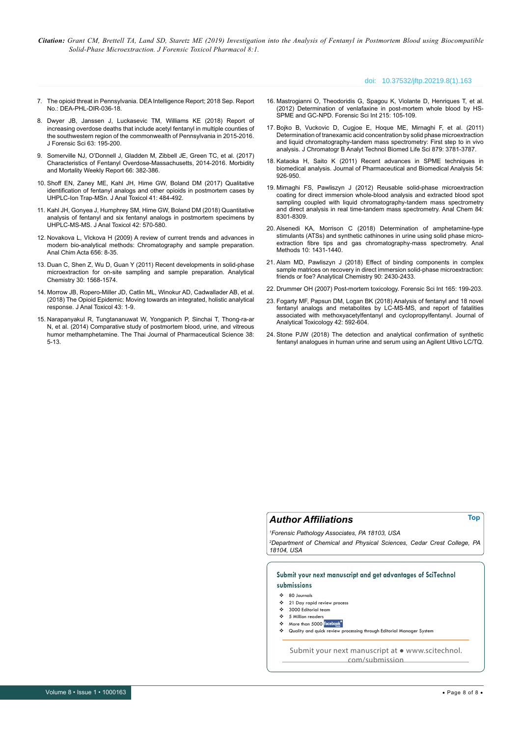7. The opioid threat in Pennsylvania. DEA Intelligence Report; 2018 Sep. Report No.: DEA-PHL-DIR-036-18.

8. Dwyer JB, Janssen J, Luckasevic TM, Williams KE (2018) Report of increasing overdose deaths that include acetyl fentanyl in multiple counties of the southwestern region of the commonwealth of Pennsylvania in 2015-2016. J Forensic Sci 63: 195-200.

9. Somerville NJ, O'Donnell J, Gladden M, Zibbell JE, Green TC, et al. (2017) Characteristics of Fentanyl Overdose-Massachusetts, 2014-2016. Morbidity and Mortality Weekly Report 66: 382-386.

10. Shoff EN, Zaney ME, Kahl JH, Hime GW, Boland DM (2017) Qualitative identification of fentanyl analogs and other opioids in postmortem cases by UHPLC-Ion Trap-MSn. J Anal Toxicol 41: 484-492.

11. Kahl JH, Gonyea J, Humphrey SM, Hime GW, Boland DM (2018) Quantitative analysis of fentanyl and six fentanyl analogs in postmortem specimens by UHPLC-MS-MS. J Anal Toxicol 42: 570-580.

12. Novakova L, Vlckova H (2009) A review of current trends and advances in modern bio-analytical methods: Chromatography and sample preparation. Anal Chim Acta 656: 8-35.

13. Duan C, Shen Z, Wu D, Guan Y (2011) Recent developments in solid-phase microextraction for on-site sampling and sample preparation. Analytical Chemistry 30: 1568-1574.

14. Morrow JB, Ropero-Miller JD, Catlin ML, Winokur AD, Cadwallader AB, et al. (2018) The Opioid Epidemic: Moving towards an integrated, holistic analytical response. J Anal Toxicol 43: 1-9.

15. Narapanyakul R, Tungtananuwat W, Yongpanich P, Sinchai T, Thong-ra-ar N, et al. (2014) Comparative study of postmortem blood, urine, and vitreous humor methamphetamine. The Thai Journal of Pharmaceutical Science 38: 5-13.

16. Mastrogianni O, Theodoridis G, Spagou K, Violante D, Henriques T, et al. (2012) Determination of venlafaxine in post-mortem whole blood by HS-SPME and GC-NPD. Forensic Sci Int 215: 105-109.

17. Bojko B, Vuckovic D, Cugjoe E, Hoque ME, Mirnaghi F, et al. (2011) Determination of tranexamic acid concentration by solid phase microextraction and liquid chromatography-tandem mass spectrometry: First step to in vivo analysis. J Chromatogr B Analyt Technol Biomed Life Sci 879: 3781-3787.

18. Kataoka H, Saito K (2011) Recent advances in SPME techniques in biomedical analysis. Journal of Pharmaceutical and Biomedical Analysis 54: 926-950.

19. Mirnaghi FS, Pawliszyn J (2012) Reusable solid-phase microextraction coating for direct immersion whole-blood analysis and extracted blood spot sampling coupled with liquid chromatography-tandem mass spectrometry and direct analysis in real time-tandem mass spectrometry. Anal Chem 84: 8301-8309.

20. Alsenedi KA, Morrison C (2018) Determination of amphetamine-type stimulants (ATSs) and synthetic cathinones in urine using solid phase micro-extraction fibre tips and gas chromatography-mass spectrometry. Anal Methods 10: 1431-1440.

21. Alam MD, Pawliszyn J (2018) Effect of binding components in complex sample matrices on recovery in direct immersion solid-phase microextraction: friends or foe? Analytical Chemistry 90: 2430-2433.

22. Drummer OH (2007) Post-mortem toxicology. Forensic Sci Int 165: 199-203.

23. Fogarty MF, Papsun DM, Logan BK (2018) Analysis of fentanyl and 18 novel fentanyl analogs and metabolites by LC-MS-MS, and report of fatalities associated with methoxyacetylfentanyl and cyclopropylfentanyl. Journal of Analytical Toxicology 42: 592-604.

24. Stone PJW (2018) The detection and analytical confirmation of synthetic fentanyl analogues in human urine and serum using an Agilent Ultivo LC/TQ.

## Author Affiliations

*[1]Forensic Pathology Associates, PA 18103, USA*

*[2]Department of Chemical and Physical Sciences, Cedar Crest College, PA 18104, USA*